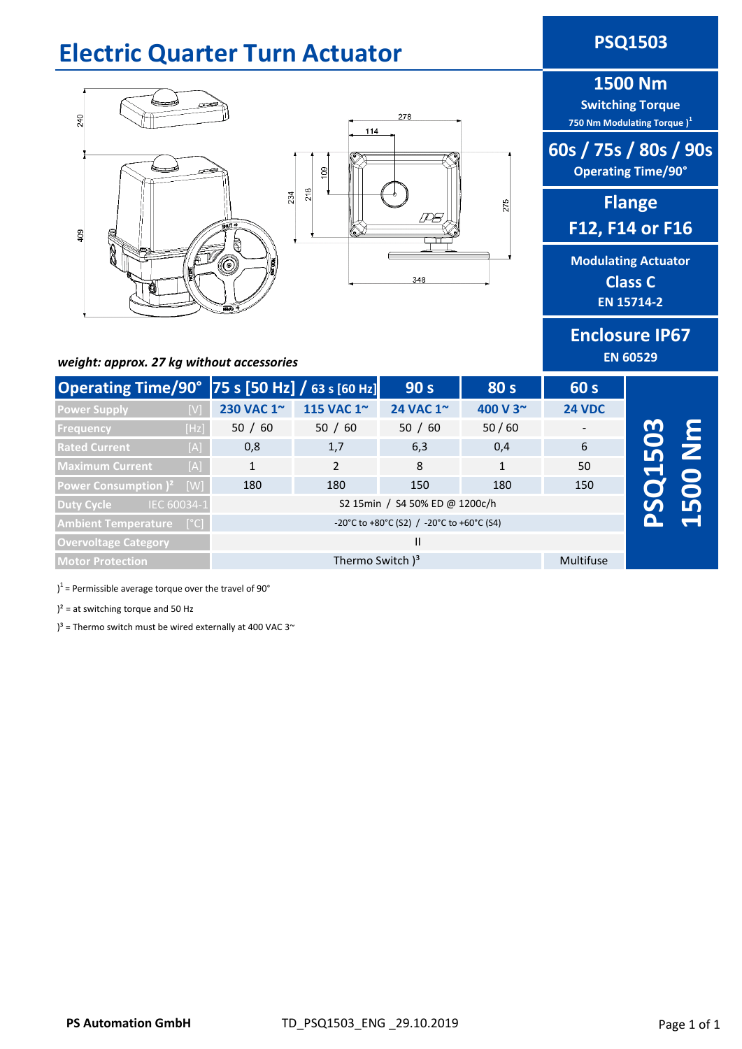# Electric Quarter Turn Actuator

**PSQ1503**

**1500 Nm**
**Switching Torque**
**750 Nm Modulating Torque )[1]**

**60s / 75s / 80s / 90s**
**Operating Time/90°**

**Flange**
**F12, F14 or F16**

**Modulating Actuator**
**Class C**
**EN 15714-2**

**Enclosure IP67**
**EN 60529**

*weight: approx. 27 kg without accessories*

| Operating Time/90° | 75 s [50 Hz] / 63 s [60 Hz] | | 90 s | 80 s | 60 s |
|---|---|---|---|---|---|
| Power Supply [V] | 230 VAC 1~ | 115 VAC 1~ | 24 VAC 1~ | 400 V 3~ | 24 VDC |
| Frequency [Hz] | 50 / 60 | 50 / 60 | 50 / 60 | 50 / 60 | - |
| Rated Current [A] | 0,8 | 1,7 | 6,3 | 0,4 | 6 |
| Maximum Current [A] | 1 | 2 | 8 | 1 | 50 |
| Power Consumption )² [W] | 180 | 180 | 150 | 180 | 150 |
| Duty Cycle IEC 60034-1 | S2 15min / S4 50% ED @ 1200c/h | | | | |
| Ambient Temperature [°C] | -20°C to +80°C (S2) / -20°C to +60°C (S4) | | | | |
| Overvoltage Category | II | | | | |
| Motor Protection | Thermo Switch )³ | | | | Multifuse |

**PSQ1503 1500 Nm**

)[1] = Permissible average torque over the travel of 90°

)² = at switching torque and 50 Hz

)³ = Thermo switch must be wired externally at 400 VAC 3~

PS Automation GmbH    TD_PSQ1503_ENG _29.10.2019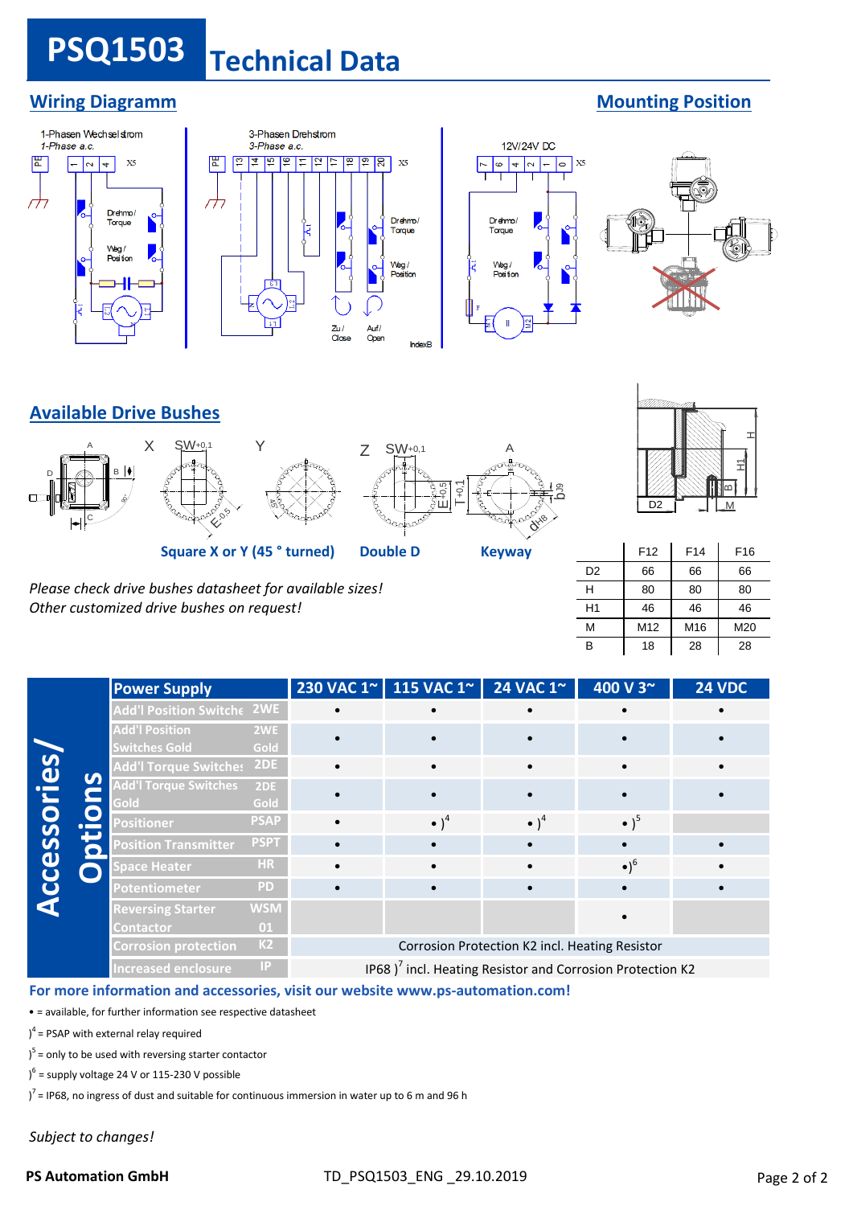# PSQ1503 Technical Data

## Wiring Diagramm

1-Phasen Wechselstrom
1-Phase a.c.

3-Phasen Drehstrom
3-Phase a.c.

12V/24V DC

## Mounting Position

## Available Drive Bushes

Square X or Y (45 ° turned) | Double D | Keyway

*Please check drive bushes datasheet for available sizes!*
*Other customized drive bushes on request!*

| | F12 | F14 | F16 |
|---|---|---|---|
| D2 | 66 | 66 | 66 |
| H | 80 | 80 | 80 |
| H1 | 46 | 46 | 46 |
| M | M12 | M16 | M20 |
| B | 18 | 28 | 28 |

## Accessories/ Options

| Power Supply | | 230 VAC 1~ | 115 VAC 1~ | 24 VAC 1~ | 400 V 3~ | 24 VDC |
|---|---|---|---|---|---|---|
| Add'l Position Switches | 2WE | • | • | • | • | • |
| Add'l Position Switches Gold | 2WE Gold | • | • | • | • | • |
| Add'l Torque Switches | 2DE | • | • | • | • | • |
| Add'l Torque Switches Gold | 2DE Gold | • | • | • | • | • |
| Positioner | PSAP | • | • )[4] | • )[4] | • )[5] | |
| Position Transmitter | PSPT | • | • | • | • | • |
| Space Heater | HR | • | • | • | •)[6] | • |
| Potentiometer | PD | • | • | • | • | • |
| Reversing Starter Contactor | WSM 01 | | | | • | |
| Corrosion protection | K2 | Corrosion Protection K2 incl. Heating Resistor | | | | |
| Increased enclosure | IP | IP68 )[7] incl. Heating Resistor and Corrosion Protection K2 | | | | |

**For more information and accessories, visit our website www.ps-automation.com!**

• = available, for further information see respective datasheet

)[4] = PSAP with external relay required

)[5] = only to be used with reversing starter contactor

)[6] = supply voltage 24 V or 115-230 V possible

)[7] = IP68, no ingress of dust and suitable for continuous immersion in water up to 6 m and 96 h

*Subject to changes!*

**PS Automation GmbH** TD_PSQ1503_ENG _29.10.2019